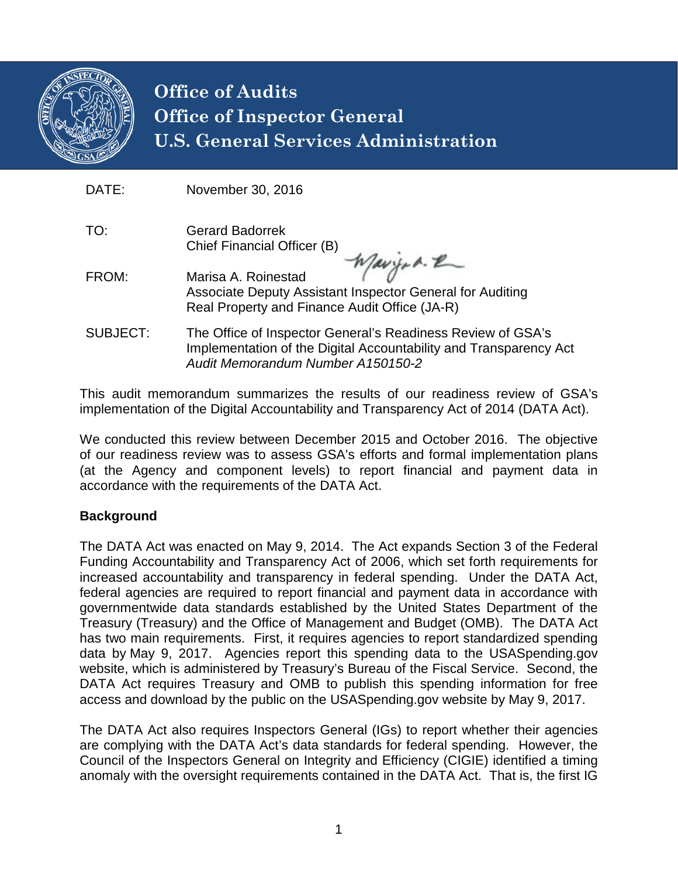# Office of Audits
# Office of Inspector General
# U.S. General Services Administration

| | |
|---|---|
| DATE: | November 30, 2016 |
| TO: | Gerard Badorrek<br>Chief Financial Officer (B) |
| FROM: | Marisa A. Roinestad<br>Associate Deputy Assistant Inspector General for Auditing<br>Real Property and Finance Audit Office (JA-R) |
| SUBJECT: | The Office of Inspector General's Readiness Review of GSA's Implementation of the Digital Accountability and Transparency Act<br>*Audit Memorandum Number A150150-2* |

This audit memorandum summarizes the results of our readiness review of GSA's implementation of the Digital Accountability and Transparency Act of 2014 (DATA Act).

We conducted this review between December 2015 and October 2016. The objective of our readiness review was to assess GSA's efforts and formal implementation plans (at the Agency and component levels) to report financial and payment data in accordance with the requirements of the DATA Act.

**Background**

The DATA Act was enacted on May 9, 2014. The Act expands Section 3 of the Federal Funding Accountability and Transparency Act of 2006, which set forth requirements for increased accountability and transparency in federal spending. Under the DATA Act, federal agencies are required to report financial and payment data in accordance with governmentwide data standards established by the United States Department of the Treasury (Treasury) and the Office of Management and Budget (OMB). The DATA Act has two main requirements. First, it requires agencies to report standardized spending data by May 9, 2017. Agencies report this spending data to the USASpending.gov website, which is administered by Treasury's Bureau of the Fiscal Service. Second, the DATA Act requires Treasury and OMB to publish this spending information for free access and download by the public on the USASpending.gov website by May 9, 2017.

The DATA Act also requires Inspectors General (IGs) to report whether their agencies are complying with the DATA Act's data standards for federal spending. However, the Council of the Inspectors General on Integrity and Efficiency (CIGIE) identified a timing anomaly with the oversight requirements contained in the DATA Act. That is, the first IG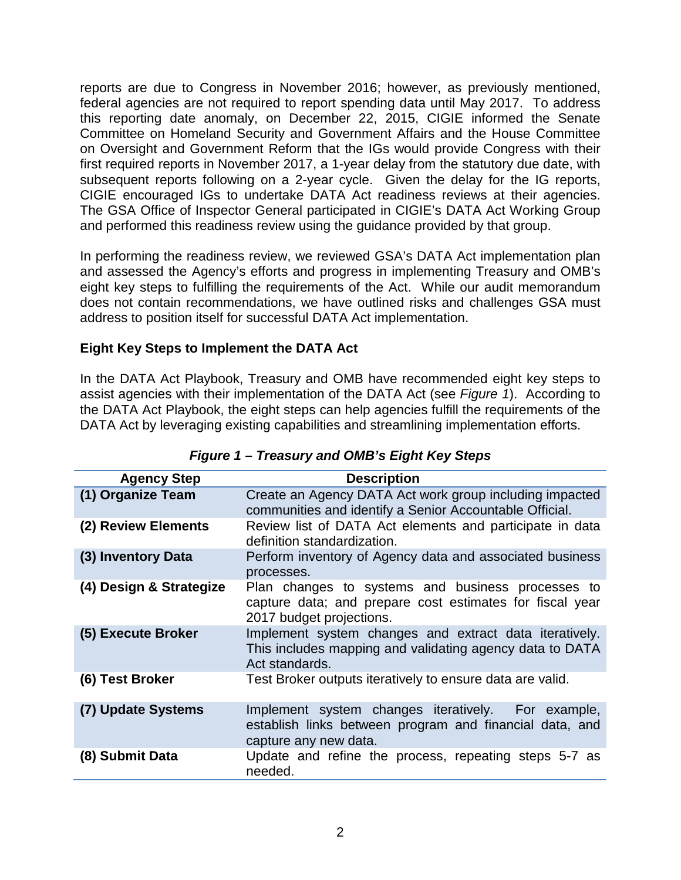reports are due to Congress in November 2016; however, as previously mentioned, federal agencies are not required to report spending data until May 2017. To address this reporting date anomaly, on December 22, 2015, CIGIE informed the Senate Committee on Homeland Security and Government Affairs and the House Committee on Oversight and Government Reform that the IGs would provide Congress with their first required reports in November 2017, a 1-year delay from the statutory due date, with subsequent reports following on a 2-year cycle. Given the delay for the IG reports, CIGIE encouraged IGs to undertake DATA Act readiness reviews at their agencies. The GSA Office of Inspector General participated in CIGIE's DATA Act Working Group and performed this readiness review using the guidance provided by that group.

In performing the readiness review, we reviewed GSA's DATA Act implementation plan and assessed the Agency's efforts and progress in implementing Treasury and OMB's eight key steps to fulfilling the requirements of the Act. While our audit memorandum does not contain recommendations, we have outlined risks and challenges GSA must address to position itself for successful DATA Act implementation.

**Eight Key Steps to Implement the DATA Act**

In the DATA Act Playbook, Treasury and OMB have recommended eight key steps to assist agencies with their implementation of the DATA Act (see *Figure 1*). According to the DATA Act Playbook, the eight steps can help agencies fulfill the requirements of the DATA Act by leveraging existing capabilities and streamlining implementation efforts.

***Figure 1 – Treasury and OMB's Eight Key Steps***

| Agency Step | Description |
|---|---|
| **(1) Organize Team** | Create an Agency DATA Act work group including impacted communities and identify a Senior Accountable Official. |
| **(2) Review Elements** | Review list of DATA Act elements and participate in data definition standardization. |
| **(3) Inventory Data** | Perform inventory of Agency data and associated business processes. |
| **(4) Design & Strategize** | Plan changes to systems and business processes to capture data; and prepare cost estimates for fiscal year 2017 budget projections. |
| **(5) Execute Broker** | Implement system changes and extract data iteratively. This includes mapping and validating agency data to DATA Act standards. |
| **(6) Test Broker** | Test Broker outputs iteratively to ensure data are valid. |
| **(7) Update Systems** | Implement system changes iteratively. For example, establish links between program and financial data, and capture any new data. |
| **(8) Submit Data** | Update and refine the process, repeating steps 5-7 as needed. |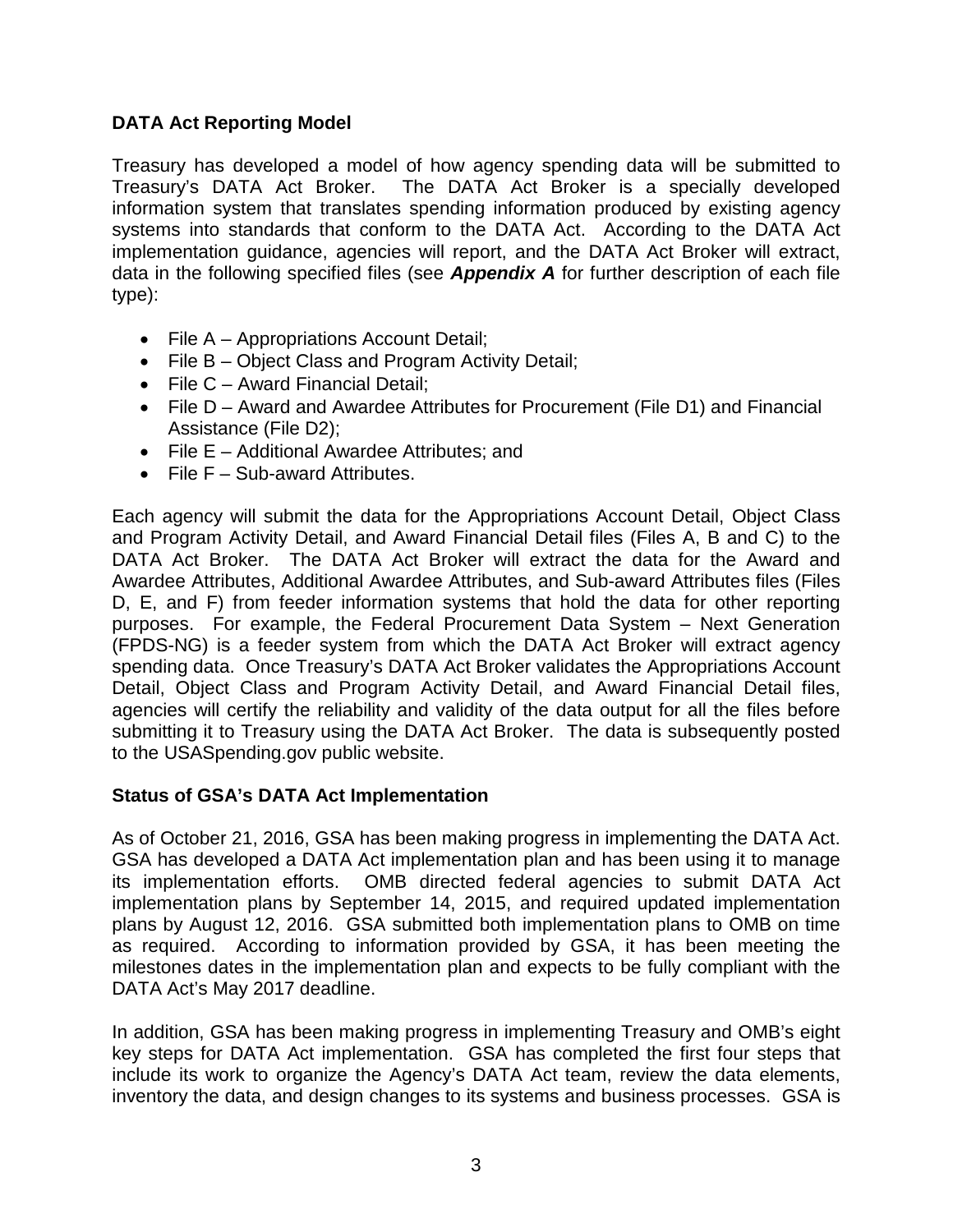**DATA Act Reporting Model**

Treasury has developed a model of how agency spending data will be submitted to Treasury's DATA Act Broker. The DATA Act Broker is a specially developed information system that translates spending information produced by existing agency systems into standards that conform to the DATA Act. According to the DATA Act implementation guidance, agencies will report, and the DATA Act Broker will extract, data in the following specified files (see ***Appendix A*** for further description of each file type):

- File A – Appropriations Account Detail;
- File B – Object Class and Program Activity Detail;
- File C – Award Financial Detail;
- File D – Award and Awardee Attributes for Procurement (File D1) and Financial Assistance (File D2);
- File E – Additional Awardee Attributes; and
- File F – Sub-award Attributes.

Each agency will submit the data for the Appropriations Account Detail, Object Class and Program Activity Detail, and Award Financial Detail files (Files A, B and C) to the DATA Act Broker. The DATA Act Broker will extract the data for the Award and Awardee Attributes, Additional Awardee Attributes, and Sub-award Attributes files (Files D, E, and F) from feeder information systems that hold the data for other reporting purposes. For example, the Federal Procurement Data System – Next Generation (FPDS-NG) is a feeder system from which the DATA Act Broker will extract agency spending data. Once Treasury's DATA Act Broker validates the Appropriations Account Detail, Object Class and Program Activity Detail, and Award Financial Detail files, agencies will certify the reliability and validity of the data output for all the files before submitting it to Treasury using the DATA Act Broker. The data is subsequently posted to the USASpending.gov public website.

**Status of GSA's DATA Act Implementation**

As of October 21, 2016, GSA has been making progress in implementing the DATA Act. GSA has developed a DATA Act implementation plan and has been using it to manage its implementation efforts. OMB directed federal agencies to submit DATA Act implementation plans by September 14, 2015, and required updated implementation plans by August 12, 2016. GSA submitted both implementation plans to OMB on time as required. According to information provided by GSA, it has been meeting the milestones dates in the implementation plan and expects to be fully compliant with the DATA Act's May 2017 deadline.

In addition, GSA has been making progress in implementing Treasury and OMB's eight key steps for DATA Act implementation. GSA has completed the first four steps that include its work to organize the Agency's DATA Act team, review the data elements, inventory the data, and design changes to its systems and business processes. GSA is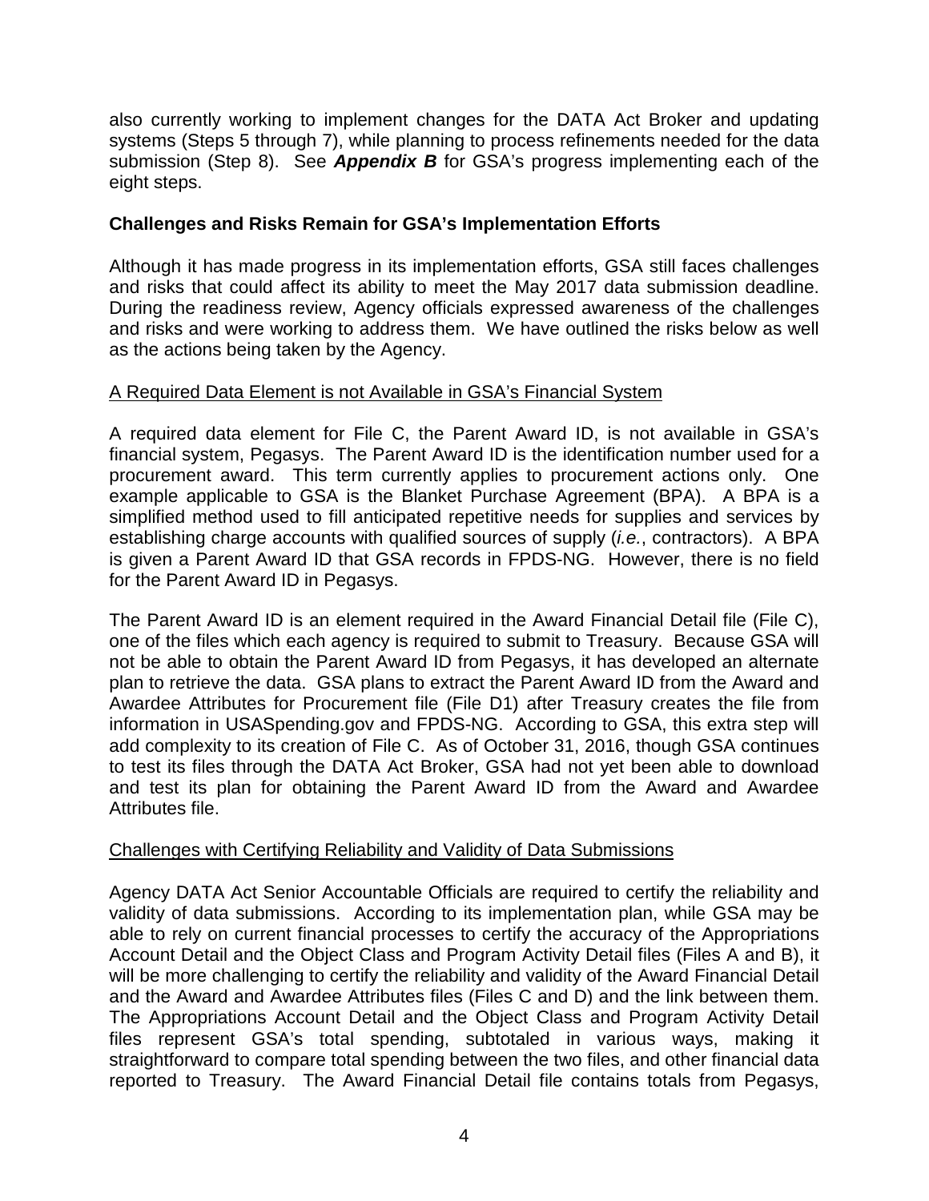also currently working to implement changes for the DATA Act Broker and updating systems (Steps 5 through 7), while planning to process refinements needed for the data submission (Step 8). See ***Appendix B*** for GSA's progress implementing each of the eight steps.

### Challenges and Risks Remain for GSA's Implementation Efforts

Although it has made progress in its implementation efforts, GSA still faces challenges and risks that could affect its ability to meet the May 2017 data submission deadline. During the readiness review, Agency officials expressed awareness of the challenges and risks and were working to address them. We have outlined the risks below as well as the actions being taken by the Agency.

#### A Required Data Element is not Available in GSA's Financial System

A required data element for File C, the Parent Award ID, is not available in GSA's financial system, Pegasys. The Parent Award ID is the identification number used for a procurement award. This term currently applies to procurement actions only. One example applicable to GSA is the Blanket Purchase Agreement (BPA). A BPA is a simplified method used to fill anticipated repetitive needs for supplies and services by establishing charge accounts with qualified sources of supply (*i.e.*, contractors). A BPA is given a Parent Award ID that GSA records in FPDS-NG. However, there is no field for the Parent Award ID in Pegasys.

The Parent Award ID is an element required in the Award Financial Detail file (File C), one of the files which each agency is required to submit to Treasury. Because GSA will not be able to obtain the Parent Award ID from Pegasys, it has developed an alternate plan to retrieve the data. GSA plans to extract the Parent Award ID from the Award and Awardee Attributes for Procurement file (File D1) after Treasury creates the file from information in USASpending.gov and FPDS-NG. According to GSA, this extra step will add complexity to its creation of File C. As of October 31, 2016, though GSA continues to test its files through the DATA Act Broker, GSA had not yet been able to download and test its plan for obtaining the Parent Award ID from the Award and Awardee Attributes file.

#### Challenges with Certifying Reliability and Validity of Data Submissions

Agency DATA Act Senior Accountable Officials are required to certify the reliability and validity of data submissions. According to its implementation plan, while GSA may be able to rely on current financial processes to certify the accuracy of the Appropriations Account Detail and the Object Class and Program Activity Detail files (Files A and B), it will be more challenging to certify the reliability and validity of the Award Financial Detail and the Award and Awardee Attributes files (Files C and D) and the link between them. The Appropriations Account Detail and the Object Class and Program Activity Detail files represent GSA's total spending, subtotaled in various ways, making it straightforward to compare total spending between the two files, and other financial data reported to Treasury. The Award Financial Detail file contains totals from Pegasys,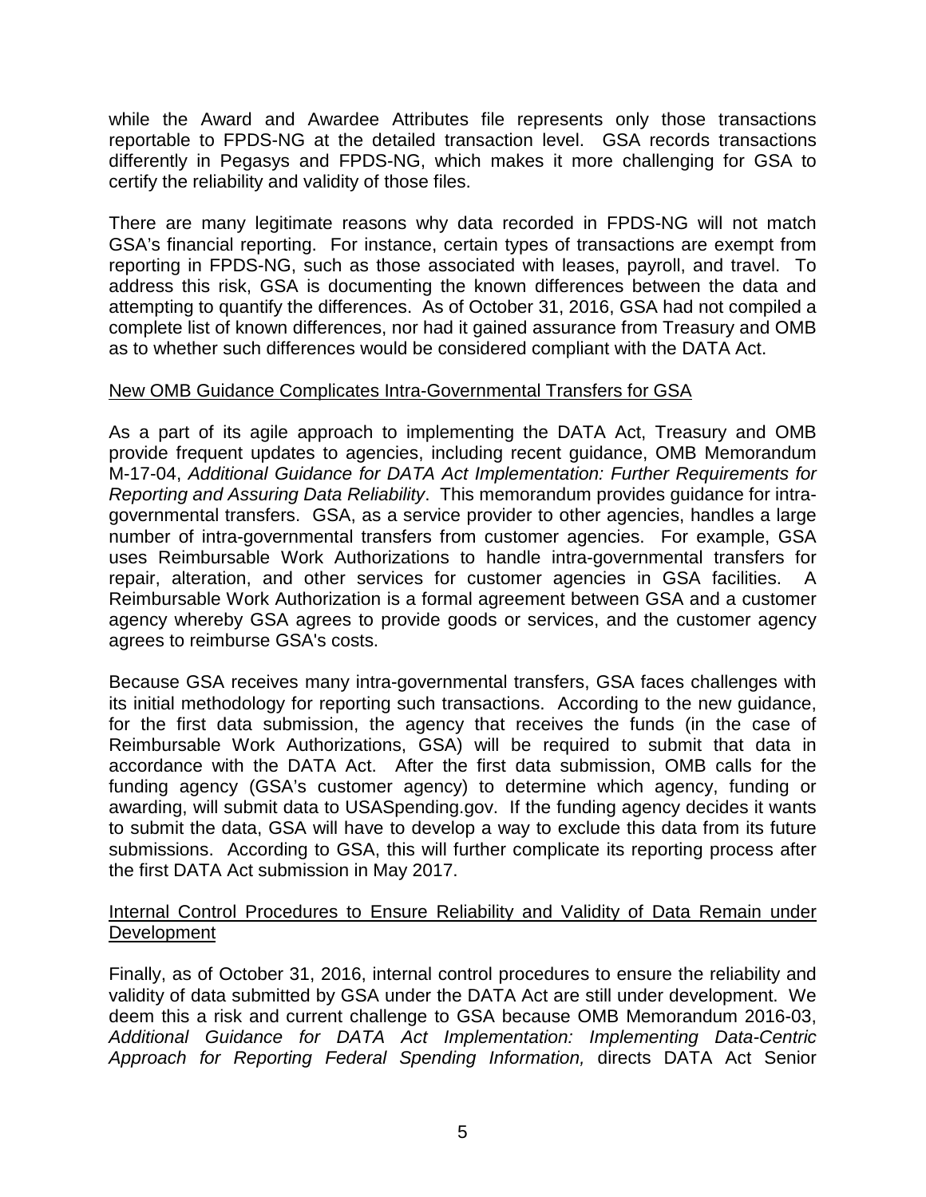while the Award and Awardee Attributes file represents only those transactions reportable to FPDS-NG at the detailed transaction level. GSA records transactions differently in Pegasys and FPDS-NG, which makes it more challenging for GSA to certify the reliability and validity of those files.

There are many legitimate reasons why data recorded in FPDS-NG will not match GSA's financial reporting. For instance, certain types of transactions are exempt from reporting in FPDS-NG, such as those associated with leases, payroll, and travel. To address this risk, GSA is documenting the known differences between the data and attempting to quantify the differences. As of October 31, 2016, GSA had not compiled a complete list of known differences, nor had it gained assurance from Treasury and OMB as to whether such differences would be considered compliant with the DATA Act.

<u>New OMB Guidance Complicates Intra-Governmental Transfers for GSA</u>

As a part of its agile approach to implementing the DATA Act, Treasury and OMB provide frequent updates to agencies, including recent guidance, OMB Memorandum M-17-04, *Additional Guidance for DATA Act Implementation: Further Requirements for Reporting and Assuring Data Reliability*. This memorandum provides guidance for intra-governmental transfers. GSA, as a service provider to other agencies, handles a large number of intra-governmental transfers from customer agencies. For example, GSA uses Reimbursable Work Authorizations to handle intra-governmental transfers for repair, alteration, and other services for customer agencies in GSA facilities. A Reimbursable Work Authorization is a formal agreement between GSA and a customer agency whereby GSA agrees to provide goods or services, and the customer agency agrees to reimburse GSA's costs.

Because GSA receives many intra-governmental transfers, GSA faces challenges with its initial methodology for reporting such transactions. According to the new guidance, for the first data submission, the agency that receives the funds (in the case of Reimbursable Work Authorizations, GSA) will be required to submit that data in accordance with the DATA Act. After the first data submission, OMB calls for the funding agency (GSA's customer agency) to determine which agency, funding or awarding, will submit data to USASpending.gov. If the funding agency decides it wants to submit the data, GSA will have to develop a way to exclude this data from its future submissions. According to GSA, this will further complicate its reporting process after the first DATA Act submission in May 2017.

<u>Internal Control Procedures to Ensure Reliability and Validity of Data Remain under Development</u>

Finally, as of October 31, 2016, internal control procedures to ensure the reliability and validity of data submitted by GSA under the DATA Act are still under development. We deem this a risk and current challenge to GSA because OMB Memorandum 2016-03, *Additional Guidance for DATA Act Implementation: Implementing Data-Centric Approach for Reporting Federal Spending Information,* directs DATA Act Senior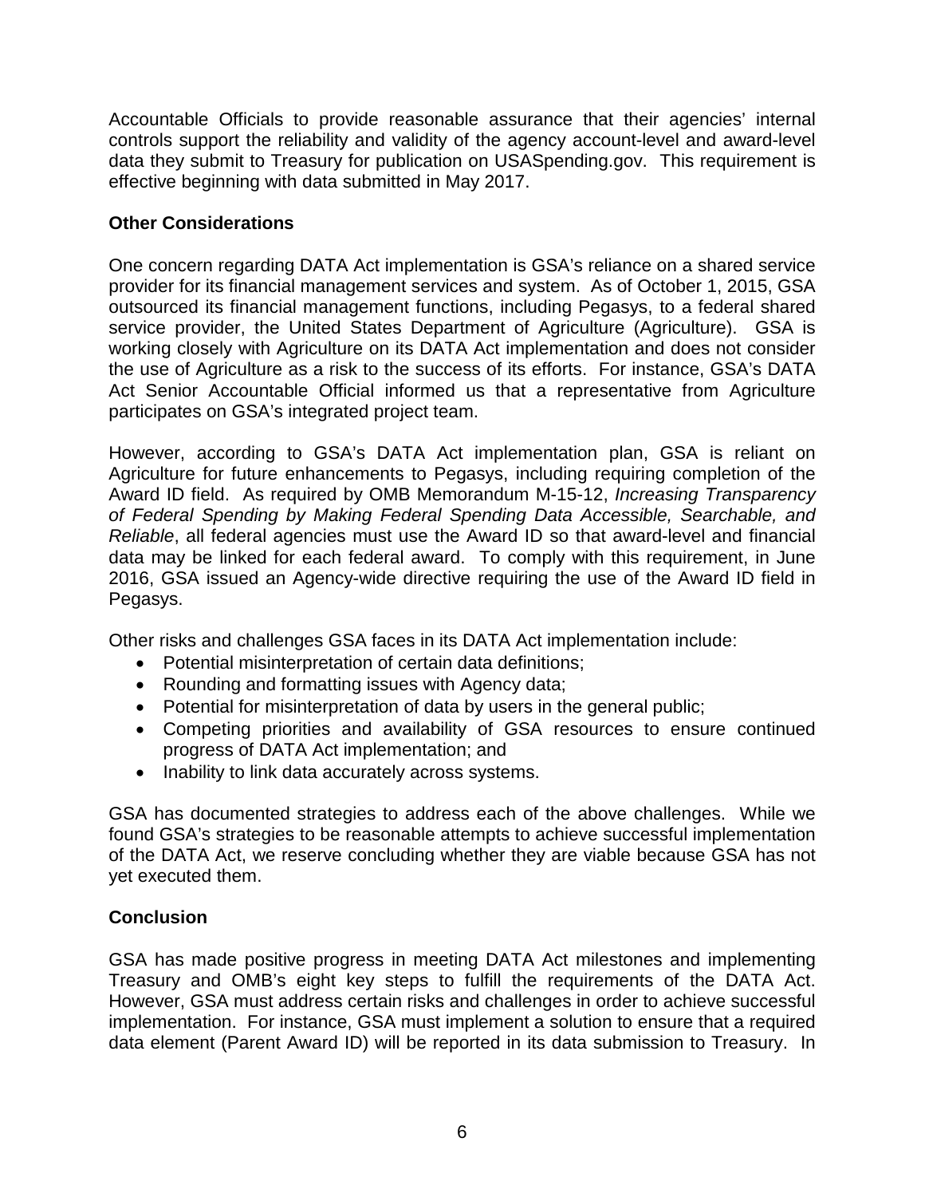Accountable Officials to provide reasonable assurance that their agencies' internal controls support the reliability and validity of the agency account-level and award-level data they submit to Treasury for publication on USASpending.gov. This requirement is effective beginning with data submitted in May 2017.

**Other Considerations**

One concern regarding DATA Act implementation is GSA's reliance on a shared service provider for its financial management services and system. As of October 1, 2015, GSA outsourced its financial management functions, including Pegasys, to a federal shared service provider, the United States Department of Agriculture (Agriculture). GSA is working closely with Agriculture on its DATA Act implementation and does not consider the use of Agriculture as a risk to the success of its efforts. For instance, GSA's DATA Act Senior Accountable Official informed us that a representative from Agriculture participates on GSA's integrated project team.

However, according to GSA's DATA Act implementation plan, GSA is reliant on Agriculture for future enhancements to Pegasys, including requiring completion of the Award ID field. As required by OMB Memorandum M-15-12, *Increasing Transparency of Federal Spending by Making Federal Spending Data Accessible, Searchable, and Reliable*, all federal agencies must use the Award ID so that award-level and financial data may be linked for each federal award. To comply with this requirement, in June 2016, GSA issued an Agency-wide directive requiring the use of the Award ID field in Pegasys.

Other risks and challenges GSA faces in its DATA Act implementation include:

- Potential misinterpretation of certain data definitions;
- Rounding and formatting issues with Agency data;
- Potential for misinterpretation of data by users in the general public;
- Competing priorities and availability of GSA resources to ensure continued progress of DATA Act implementation; and
- Inability to link data accurately across systems.

GSA has documented strategies to address each of the above challenges. While we found GSA's strategies to be reasonable attempts to achieve successful implementation of the DATA Act, we reserve concluding whether they are viable because GSA has not yet executed them.

**Conclusion**

GSA has made positive progress in meeting DATA Act milestones and implementing Treasury and OMB's eight key steps to fulfill the requirements of the DATA Act. However, GSA must address certain risks and challenges in order to achieve successful implementation. For instance, GSA must implement a solution to ensure that a required data element (Parent Award ID) will be reported in its data submission to Treasury. In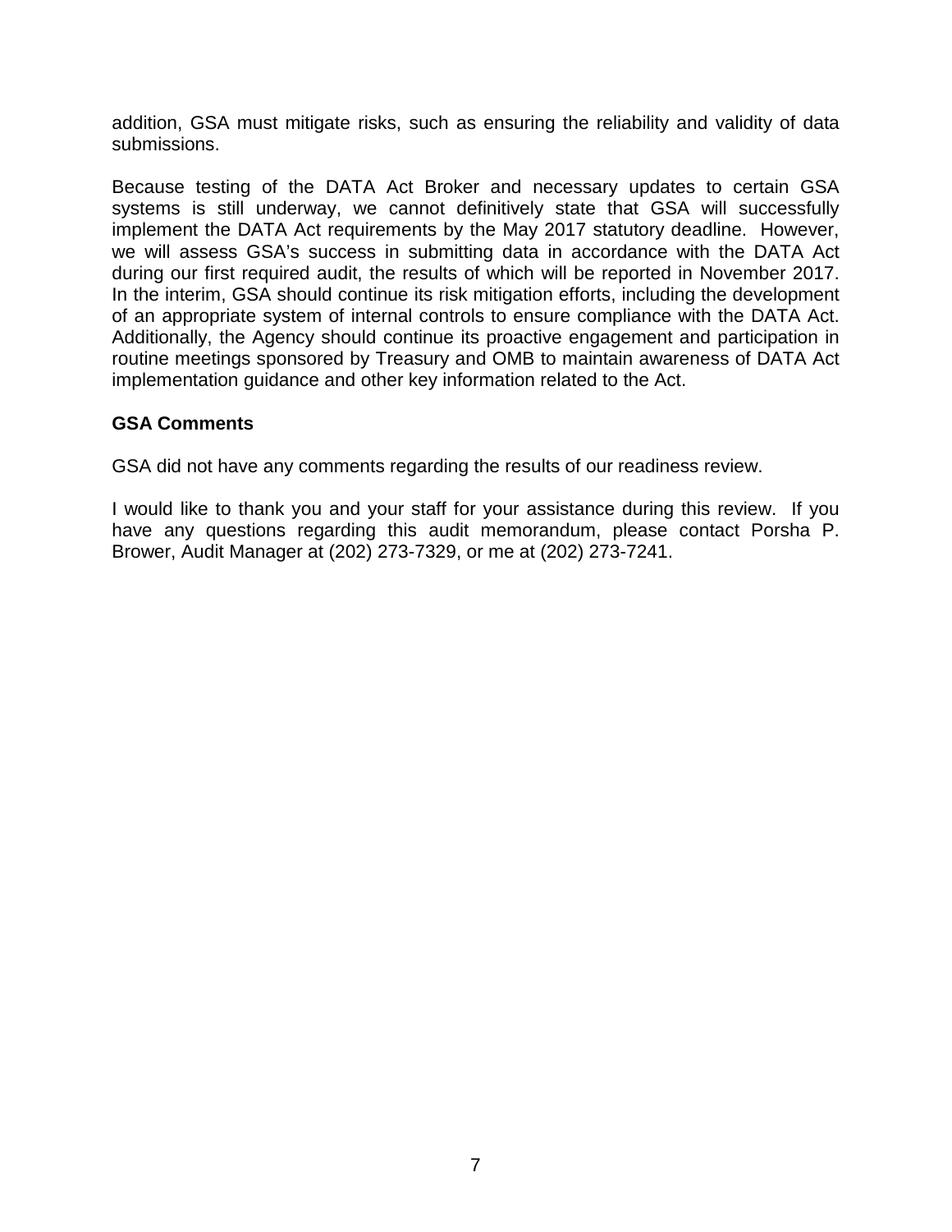addition, GSA must mitigate risks, such as ensuring the reliability and validity of data submissions.

Because testing of the DATA Act Broker and necessary updates to certain GSA systems is still underway, we cannot definitively state that GSA will successfully implement the DATA Act requirements by the May 2017 statutory deadline. However, we will assess GSA's success in submitting data in accordance with the DATA Act during our first required audit, the results of which will be reported in November 2017. In the interim, GSA should continue its risk mitigation efforts, including the development of an appropriate system of internal controls to ensure compliance with the DATA Act. Additionally, the Agency should continue its proactive engagement and participation in routine meetings sponsored by Treasury and OMB to maintain awareness of DATA Act implementation guidance and other key information related to the Act.

**GSA Comments**

GSA did not have any comments regarding the results of our readiness review.

I would like to thank you and your staff for your assistance during this review. If you have any questions regarding this audit memorandum, please contact Porsha P. Brower, Audit Manager at (202) 273-7329, or me at (202) 273-7241.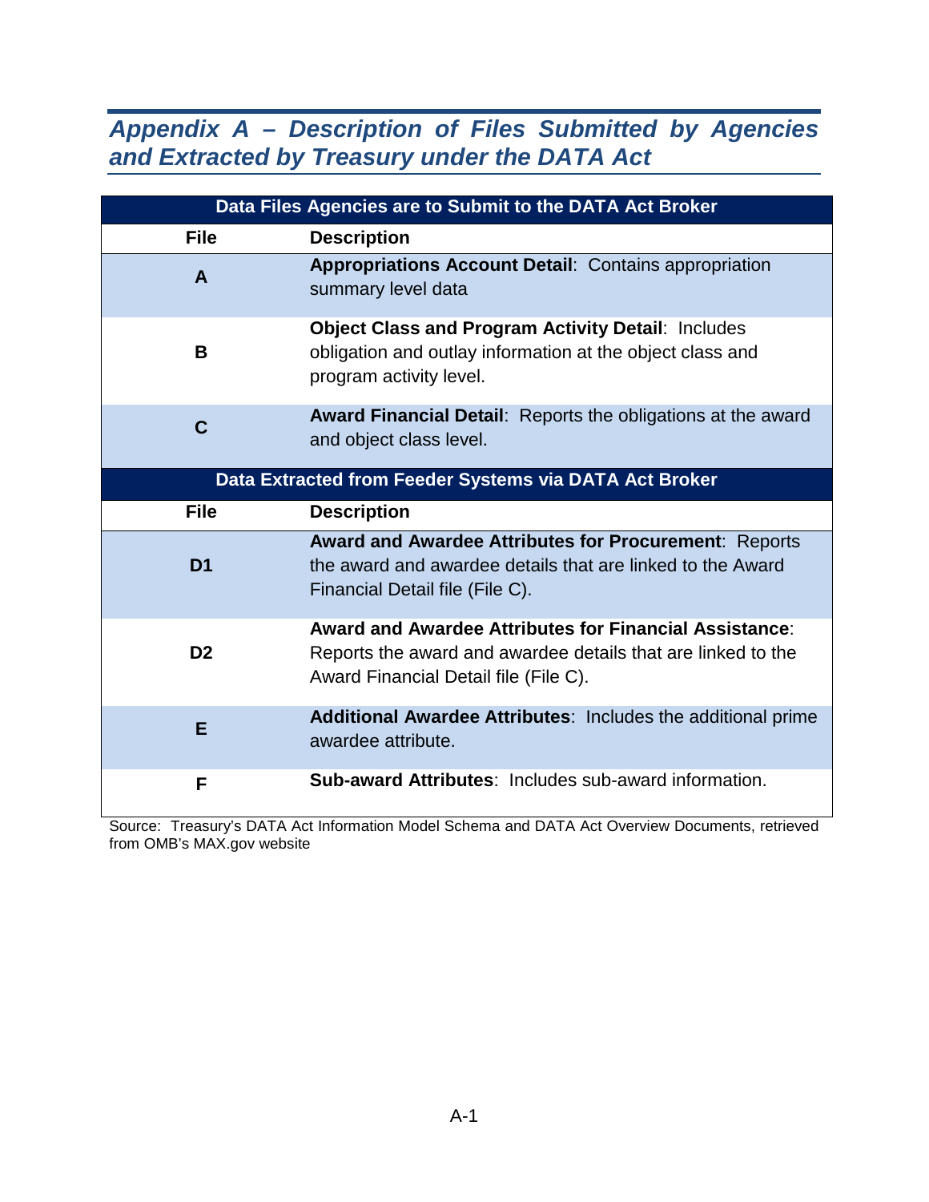## *Appendix A – Description of Files Submitted by Agencies and Extracted by Treasury under the DATA Act*

| Data Files Agencies are to Submit to the DATA Act Broker | |
|---|---|
| **File** | **Description** |
| **A** | **Appropriations Account Detail**: Contains appropriation summary level data |
| **B** | **Object Class and Program Activity Detail**: Includes obligation and outlay information at the object class and program activity level. |
| **C** | **Award Financial Detail**: Reports the obligations at the award and object class level. |
| **Data Extracted from Feeder Systems via DATA Act Broker** | |
| **File** | **Description** |
| **D1** | **Award and Awardee Attributes for Procurement**: Reports the award and awardee details that are linked to the Award Financial Detail file (File C). |
| **D2** | **Award and Awardee Attributes for Financial Assistance**: Reports the award and awardee details that are linked to the Award Financial Detail file (File C). |
| **E** | **Additional Awardee Attributes**: Includes the additional prime awardee attribute. |
| **F** | **Sub-award Attributes**: Includes sub-award information. |

Source: Treasury's DATA Act Information Model Schema and DATA Act Overview Documents, retrieved from OMB's MAX.gov website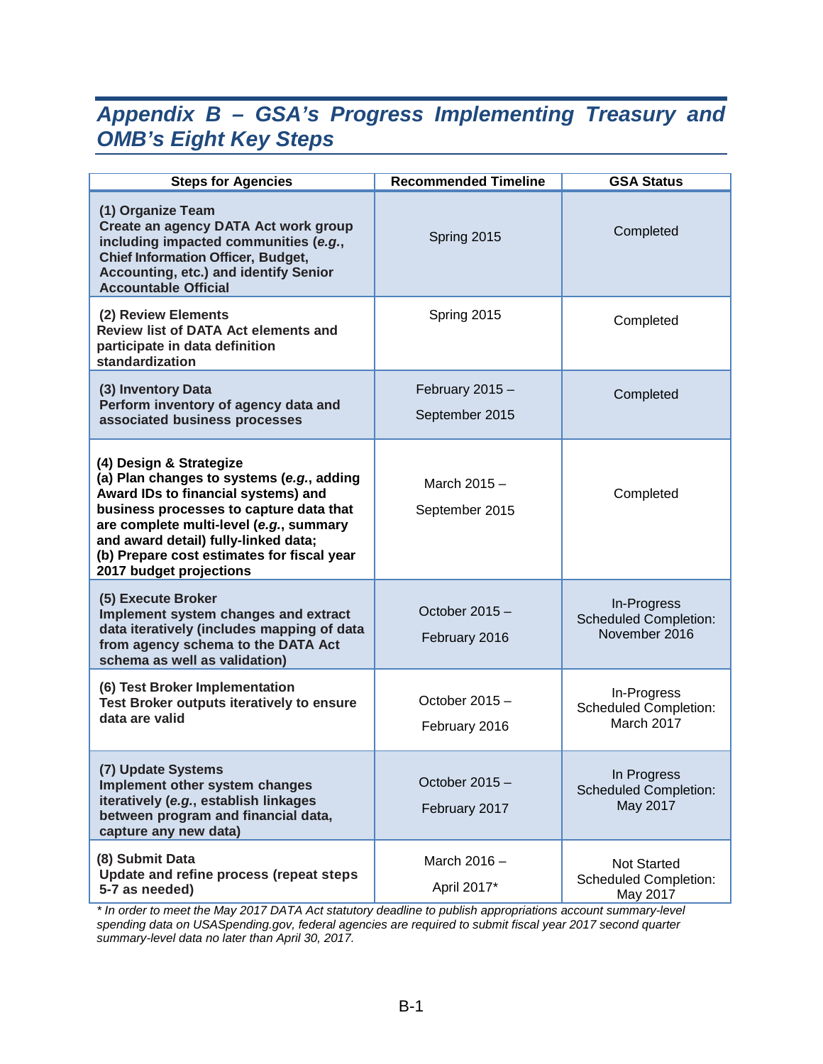## *Appendix B – GSA's Progress Implementing Treasury and OMB's Eight Key Steps*

| Steps for Agencies | Recommended Timeline | GSA Status |
|---|---|---|
| **(1) Organize Team**<br>**Create an agency DATA Act work group including impacted communities (*e.g.*, Chief Information Officer, Budget, Accounting, etc.) and identify Senior Accountable Official** | Spring 2015 | Completed |
| **(2) Review Elements**<br>**Review list of DATA Act elements and participate in data definition standardization** | Spring 2015 | Completed |
| **(3) Inventory Data**<br>**Perform inventory of agency data and associated business processes** | February 2015 – September 2015 | Completed |
| **(4) Design & Strategize**<br>**(a) Plan changes to systems (*e.g.*, adding Award IDs to financial systems) and business processes to capture data that are complete multi-level (*e.g.*, summary and award detail) fully-linked data;**<br>**(b) Prepare cost estimates for fiscal year 2017 budget projections** | March 2015 – September 2015 | Completed |
| **(5) Execute Broker**<br>**Implement system changes and extract data iteratively (includes mapping of data from agency schema to the DATA Act schema as well as validation)** | October 2015 – February 2016 | In-Progress<br>Scheduled Completion: November 2016 |
| **(6) Test Broker Implementation**<br>**Test Broker outputs iteratively to ensure data are valid** | October 2015 – February 2016 | In-Progress<br>Scheduled Completion: March 2017 |
| **(7) Update Systems**<br>**Implement other system changes iteratively (*e.g.*, establish linkages between program and financial data, capture any new data)** | October 2015 – February 2017 | In Progress<br>Scheduled Completion: May 2017 |
| **(8) Submit Data**<br>**Update and refine process (repeat steps 5-7 as needed)** | March 2016 – April 2017* | Not Started<br>Scheduled Completion: May 2017 |

*\* In order to meet the May 2017 DATA Act statutory deadline to publish appropriations account summary-level spending data on USASpending.gov, federal agencies are required to submit fiscal year 2017 second quarter summary-level data no later than April 30, 2017.*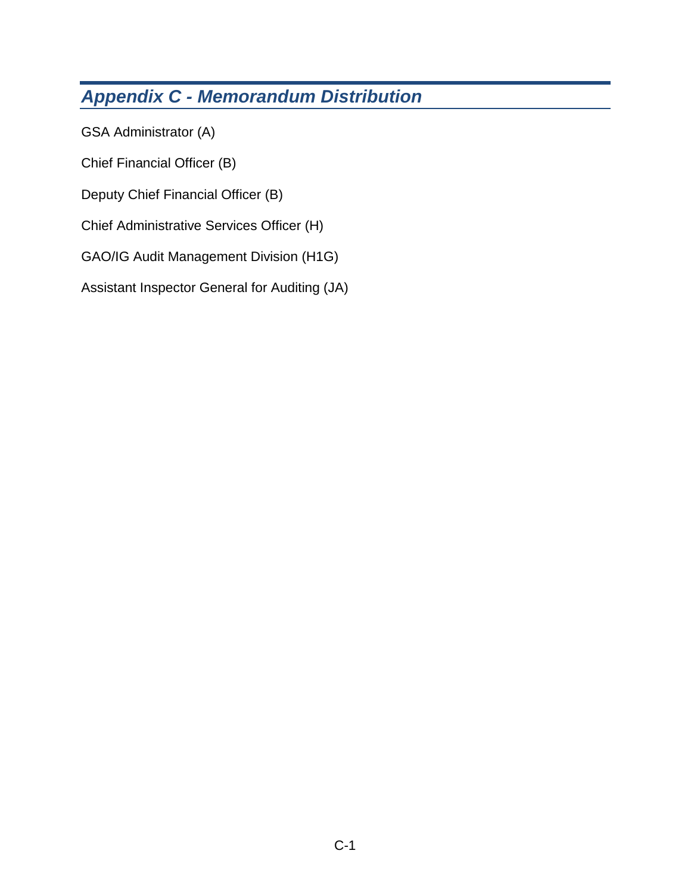## *Appendix C - Memorandum Distribution*

GSA Administrator (A)

Chief Financial Officer (B)

Deputy Chief Financial Officer (B)

Chief Administrative Services Officer (H)

GAO/IG Audit Management Division (H1G)

Assistant Inspector General for Auditing (JA)